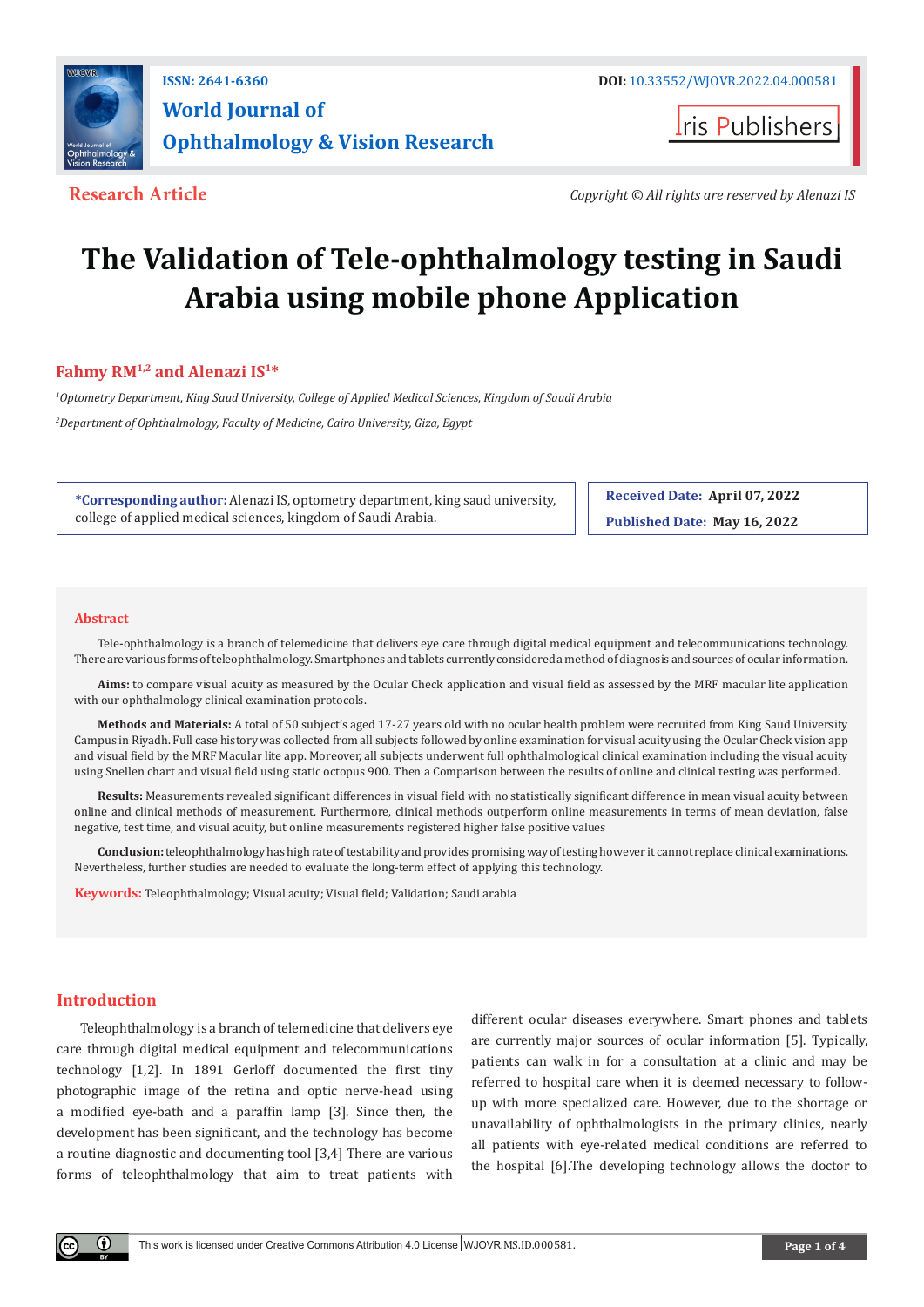Research Article

Copyright © All rights are reserved by Alenazi IS

# The Validation of Tele-ophthalmology testing in Saudi Arabia using mobile phone Application

**Fahmy RM[1,2] and Alenazi IS[1]***

[1]*Optometry Department, King Saud University, College of Applied Medical Sciences, Kingdom of Saudi Arabia*

[2]*Department of Ophthalmology, Faculty of Medicine, Cairo University, Giza, Egypt*

**\*Corresponding author:** Alenazi IS, optometry department, king saud university, college of applied medical sciences, kingdom of Saudi Arabia.

**Received Date:** April 07, 2022

**Published Date:** May 16, 2022

## Abstract

Tele-ophthalmology is a branch of telemedicine that delivers eye care through digital medical equipment and telecommunications technology. There are various forms of teleophthalmology. Smartphones and tablets currently considered a method of diagnosis and sources of ocular information.

**Aims:** to compare visual acuity as measured by the Ocular Check application and visual field as assessed by the MRF macular lite application with our ophthalmology clinical examination protocols.

**Methods and Materials:** A total of 50 subject's aged 17-27 years old with no ocular health problem were recruited from King Saud University Campus in Riyadh. Full case history was collected from all subjects followed by online examination for visual acuity using the Ocular Check vision app and visual field by the MRF Macular lite app. Moreover, all subjects underwent full ophthalmological clinical examination including the visual acuity using Snellen chart and visual field using static octopus 900. Then a Comparison between the results of online and clinical testing was performed.

**Results:** Measurements revealed significant differences in visual field with no statistically significant difference in mean visual acuity between online and clinical methods of measurement. Furthermore, clinical methods outperform online measurements in terms of mean deviation, false negative, test time, and visual acuity, but online measurements registered higher false positive values

**Conclusion:** teleophthalmology has high rate of testability and provides promising way of testing however it cannot replace clinical examinations. Nevertheless, further studies are needed to evaluate the long-term effect of applying this technology.

**Keywords:** Teleophthalmology; Visual acuity; Visual field; Validation; Saudi arabia

## Introduction

Teleophthalmology is a branch of telemedicine that delivers eye care through digital medical equipment and telecommunications technology [1,2]. In 1891 Gerloff documented the first tiny photographic image of the retina and optic nerve-head using a modified eye-bath and a paraffin lamp [3]. Since then, the development has been significant, and the technology has become a routine diagnostic and documenting tool [3,4] There are various forms of teleophthalmology that aim to treat patients with different ocular diseases everywhere. Smart phones and tablets are currently major sources of ocular information [5]. Typically, patients can walk in for a consultation at a clinic and may be referred to hospital care when it is deemed necessary to follow-up with more specialized care. However, due to the shortage or unavailability of ophthalmologists in the primary clinics, nearly all patients with eye-related medical conditions are referred to the hospital [6].The developing technology allows the doctor to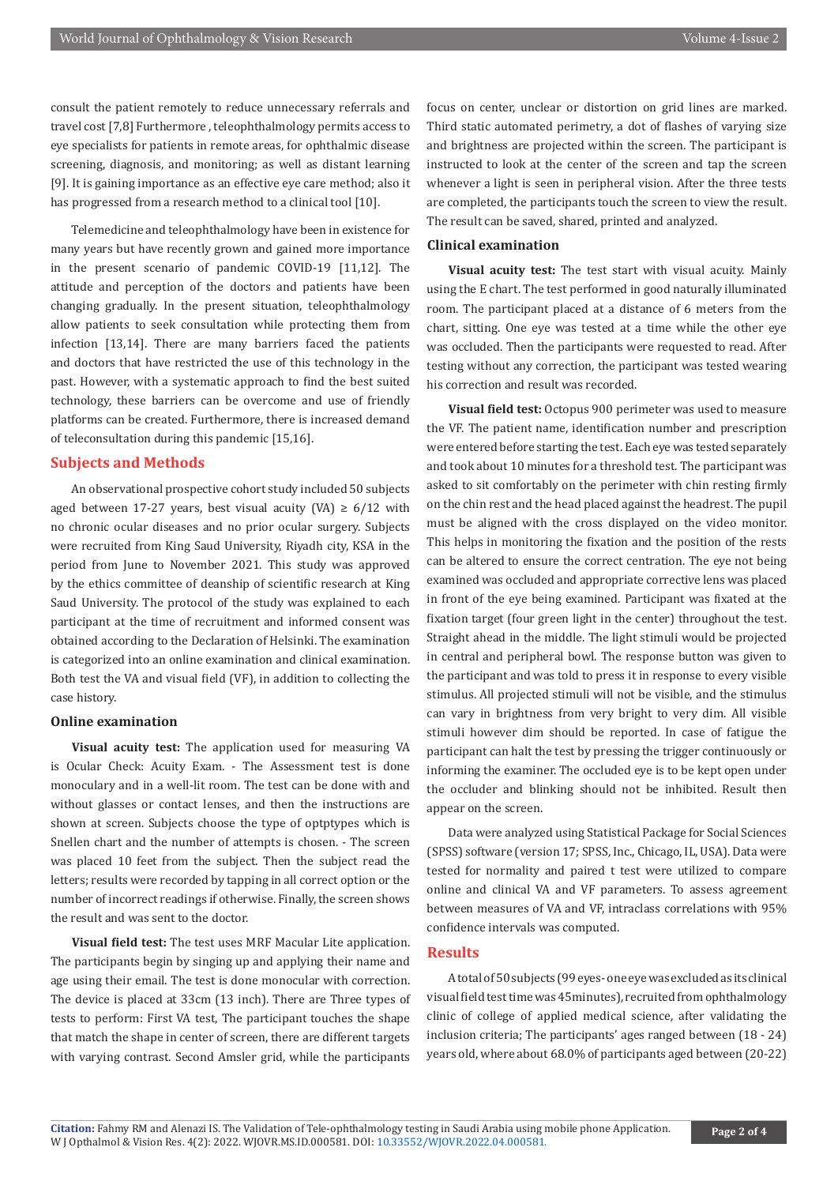consult the patient remotely to reduce unnecessary referrals and travel cost [7,8] Furthermore , teleophthalmology permits access to eye specialists for patients in remote areas, for ophthalmic disease screening, diagnosis, and monitoring; as well as distant learning [9]. It is gaining importance as an effective eye care method; also it has progressed from a research method to a clinical tool [10].

Telemedicine and teleophthalmology have been in existence for many years but have recently grown and gained more importance in the present scenario of pandemic COVID-19 [11,12]. The attitude and perception of the doctors and patients have been changing gradually. In the present situation, teleophthalmology allow patients to seek consultation while protecting them from infection [13,14]. There are many barriers faced the patients and doctors that have restricted the use of this technology in the past. However, with a systematic approach to find the best suited technology, these barriers can be overcome and use of friendly platforms can be created. Furthermore, there is increased demand of teleconsultation during this pandemic [15,16].

## Subjects and Methods

An observational prospective cohort study included 50 subjects aged between 17-27 years, best visual acuity (VA) ≥ 6/12 with no chronic ocular diseases and no prior ocular surgery. Subjects were recruited from King Saud University, Riyadh city, KSA in the period from June to November 2021. This study was approved by the ethics committee of deanship of scientific research at King Saud University. The protocol of the study was explained to each participant at the time of recruitment and informed consent was obtained according to the Declaration of Helsinki. The examination is categorized into an online examination and clinical examination. Both test the VA and visual field (VF), in addition to collecting the case history.

### Online examination

**Visual acuity test:** The application used for measuring VA is Ocular Check: Acuity Exam. - The Assessment test is done monoculary and in a well-lit room. The test can be done with and without glasses or contact lenses, and then the instructions are shown at screen. Subjects choose the type of optptypes which is Snellen chart and the number of attempts is chosen. - The screen was placed 10 feet from the subject. Then the subject read the letters; results were recorded by tapping in all correct option or the number of incorrect readings if otherwise. Finally, the screen shows the result and was sent to the doctor.

**Visual field test:** The test uses MRF Macular Lite application. The participants begin by singing up and applying their name and age using their email. The test is done monocular with correction. The device is placed at 33cm (13 inch). There are Three types of tests to perform: First VA test, The participant touches the shape that match the shape in center of screen, there are different targets with varying contrast. Second Amsler grid, while the participants focus on center, unclear or distortion on grid lines are marked. Third static automated perimetry, a dot of flashes of varying size and brightness are projected within the screen. The participant is instructed to look at the center of the screen and tap the screen whenever a light is seen in peripheral vision. After the three tests are completed, the participants touch the screen to view the result. The result can be saved, shared, printed and analyzed.

### Clinical examination

**Visual acuity test:** The test start with visual acuity. Mainly using the E chart. The test performed in good naturally illuminated room. The participant placed at a distance of 6 meters from the chart, sitting. One eye was tested at a time while the other eye was occluded. Then the participants were requested to read. After testing without any correction, the participant was tested wearing his correction and result was recorded.

**Visual field test:** Octopus 900 perimeter was used to measure the VF. The patient name, identification number and prescription were entered before starting the test. Each eye was tested separately and took about 10 minutes for a threshold test. The participant was asked to sit comfortably on the perimeter with chin resting firmly on the chin rest and the head placed against the headrest. The pupil must be aligned with the cross displayed on the video monitor. This helps in monitoring the fixation and the position of the rests can be altered to ensure the correct centration. The eye not being examined was occluded and appropriate corrective lens was placed in front of the eye being examined. Participant was fixated at the fixation target (four green light in the center) throughout the test. Straight ahead in the middle. The light stimuli would be projected in central and peripheral bowl. The response button was given to the participant and was told to press it in response to every visible stimulus. All projected stimuli will not be visible, and the stimulus can vary in brightness from very bright to very dim. All visible stimuli however dim should be reported. In case of fatigue the participant can halt the test by pressing the trigger continuously or informing the examiner. The occluded eye is to be kept open under the occluder and blinking should not be inhibited. Result then appear on the screen.

Data were analyzed using Statistical Package for Social Sciences (SPSS) software (version 17; SPSS, Inc., Chicago, IL, USA). Data were tested for normality and paired t test were utilized to compare online and clinical VA and VF parameters. To assess agreement between measures of VA and VF, intraclass correlations with 95% confidence intervals was computed.

## Results

A total of 50 subjects (99 eyes- one eye was excluded as its clinical visual field test time was 45minutes), recruited from ophthalmology clinic of college of applied medical science, after validating the inclusion criteria; The participants' ages ranged between (18 - 24) years old, where about 68.0% of participants aged between (20-22)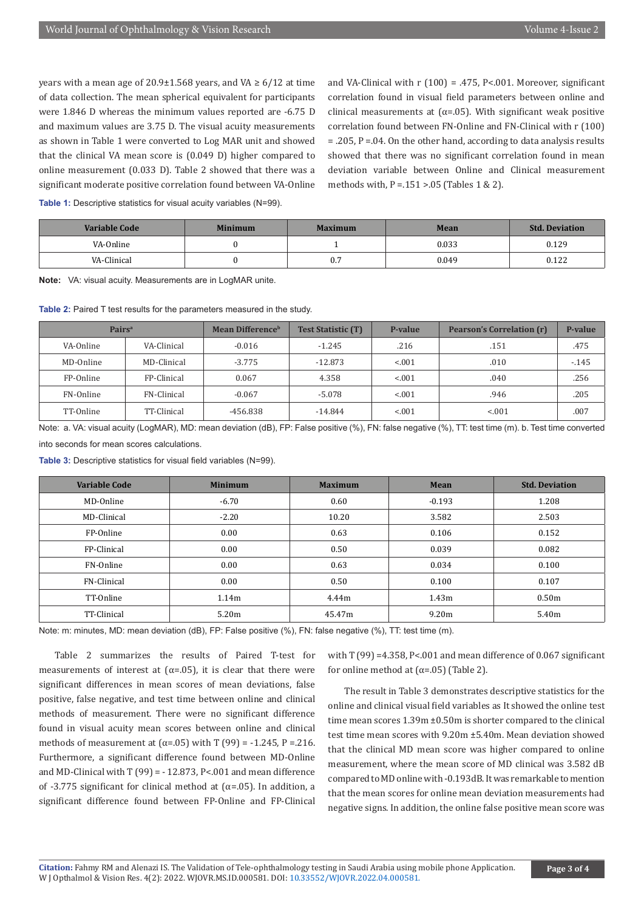years with a mean age of 20.9±1.568 years, and VA ≥ 6/12 at time of data collection. The mean spherical equivalent for participants were 1.846 D whereas the minimum values reported are -6.75 D and maximum values are 3.75 D. The visual acuity measurements as shown in Table 1 were converted to Log MAR unit and showed that the clinical VA mean score is (0.049 D) higher compared to online measurement (0.033 D). Table 2 showed that there was a significant moderate positive correlation found between VA-Online and VA-Clinical with r (100) = .475, P<.001. Moreover, significant correlation found in visual field parameters between online and clinical measurements at (α=.05). With significant weak positive correlation found between FN-Online and FN-Clinical with r (100) = .205, P =.04. On the other hand, according to data analysis results showed that there was no significant correlation found in mean deviation variable between Online and Clinical measurement methods with, P =.151 >.05 (Tables 1 & 2).

**Table 1:** Descriptive statistics for visual acuity variables (N=99).

| Variable Code | Minimum | Maximum | Mean | Std. Deviation |
|---|---|---|---|---|
| VA-Online | 0 | 1 | 0.033 | 0.129 |
| VA-Clinical | 0 | 0.7 | 0.049 | 0.122 |

**Note:** VA: visual acuity. Measurements are in LogMAR unite.

**Table 2:** Paired T test results for the parameters measured in the study.

| Pairs[a] | | Mean Difference[b] | Test Statistic (T) | P-value | Pearson's Correlation (r) | P-value |
|---|---|---|---|---|---|---|
| VA-Online | VA-Clinical | -0.016 | -1.245 | .216 | .151 | .475 |
| MD-Online | MD-Clinical | -3.775 | -12.873 | <.001 | .010 | -.145 |
| FP-Online | FP-Clinical | 0.067 | 4.358 | <.001 | .040 | .256 |
| FN-Online | FN-Clinical | -0.067 | -5.078 | <.001 | .946 | .205 |
| TT-Online | TT-Clinical | -456.838 | -14.844 | <.001 | <.001 | .007 |

Note: a. VA: visual acuity (LogMAR), MD: mean deviation (dB), FP: False positive (%), FN: false negative (%), TT: test time (m). b. Test time converted into seconds for mean scores calculations.

**Table 3:** Descriptive statistics for visual field variables (N=99).

| Variable Code | Minimum | Maximum | Mean | Std. Deviation |
|---|---|---|---|---|
| MD-Online | -6.70 | 0.60 | -0.193 | 1.208 |
| MD-Clinical | -2.20 | 10.20 | 3.582 | 2.503 |
| FP-Online | 0.00 | 0.63 | 0.106 | 0.152 |
| FP-Clinical | 0.00 | 0.50 | 0.039 | 0.082 |
| FN-Online | 0.00 | 0.63 | 0.034 | 0.100 |
| FN-Clinical | 0.00 | 0.50 | 0.100 | 0.107 |
| TT-Online | 1.14m | 4.44m | 1.43m | 0.50m |
| TT-Clinical | 5.20m | 45.47m | 9.20m | 5.40m |

Note: m: minutes, MD: mean deviation (dB), FP: False positive (%), FN: false negative (%), TT: test time (m).

Table 2 summarizes the results of Paired T-test for measurements of interest at (α=.05), it is clear that there were significant differences in mean scores of mean deviations, false positive, false negative, and test time between online and clinical methods of measurement. There were no significant difference found in visual acuity mean scores between online and clinical methods of measurement at (α=.05) with T (99) = -1.245, P =.216. Furthermore, a significant difference found between MD-Online and MD-Clinical with T (99) = - 12.873, P<.001 and mean difference of -3.775 significant for clinical method at (α=.05). In addition, a significant difference found between FP-Online and FP-Clinical with T (99) =4.358, P<.001 and mean difference of 0.067 significant for online method at (α=.05) (Table 2).

The result in Table 3 demonstrates descriptive statistics for the online and clinical visual field variables as It showed the online test time mean scores 1.39m ±0.50m is shorter compared to the clinical test time mean scores with 9.20m ±5.40m. Mean deviation showed that the clinical MD mean score was higher compared to online measurement, where the mean score of MD clinical was 3.582 dB compared to MD online with -0.193dB. It was remarkable to mention that the mean scores for online mean deviation measurements had negative signs. In addition, the online false positive mean score was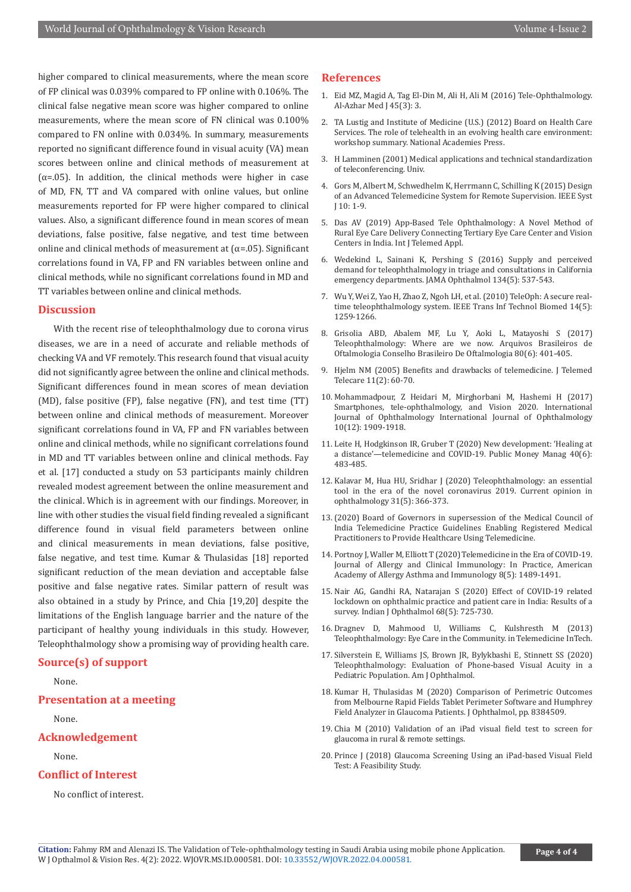higher compared to clinical measurements, where the mean score of FP clinical was 0.039% compared to FP online with 0.106%. The clinical false negative mean score was higher compared to online measurements, where the mean score of FN clinical was 0.100% compared to FN online with 0.034%. In summary, measurements reported no significant difference found in visual acuity (VA) mean scores between online and clinical methods of measurement at ($\alpha$=.05). In addition, the clinical methods were higher in case of MD, FN, TT and VA compared with online values, but online measurements reported for FP were higher compared to clinical values. Also, a significant difference found in mean scores of mean deviations, false positive, false negative, and test time between online and clinical methods of measurement at ($\alpha$=.05). Significant correlations found in VA, FP and FN variables between online and clinical methods, while no significant correlations found in MD and TT variables between online and clinical methods.

## Discussion

With the recent rise of teleophthalmology due to corona virus diseases, we are in a need of accurate and reliable methods of checking VA and VF remotely. This research found that visual acuity did not significantly agree between the online and clinical methods. Significant differences found in mean scores of mean deviation (MD), false positive (FP), false negative (FN), and test time (TT) between online and clinical methods of measurement. Moreover significant correlations found in VA, FP and FN variables between online and clinical methods, while no significant correlations found in MD and TT variables between online and clinical methods. Fay et al. [17] conducted a study on 53 participants mainly children revealed modest agreement between the online measurement and the clinical. Which is in agreement with our findings. Moreover, in line with other studies the visual field finding revealed a significant difference found in visual field parameters between online and clinical measurements in mean deviations, false positive, false negative, and test time. Kumar & Thulasidas [18] reported significant reduction of the mean deviation and acceptable false positive and false negative rates. Similar pattern of result was also obtained in a study by Prince, and Chia [19,20] despite the limitations of the English language barrier and the nature of the participant of healthy young individuals in this study. However, Teleophthalmology show a promising way of providing health care.

## Source(s) of support

None.

## Presentation at a meeting

None.

## Acknowledgement

None.

## Conflict of Interest

No conflict of interest.

## References

1. Eid MZ, Magid A, Tag El-Din M, Ali H, Ali M (2016) Tele-Ophthalmology. Al-Azhar Med J 45(3): 3.
2. TA Lustig and Institute of Medicine (U.S.) (2012) Board on Health Care Services. The role of telehealth in an evolving health care environment: workshop summary. National Academies Press.
3. H Lamminen (2001) Medical applications and technical standardization of teleconferencing. Univ.
4. Gors M, Albert M, Schwedhelm K, Herrmann C, Schilling K (2015) Design of an Advanced Telemedicine System for Remote Supervision. IEEE Syst J 10: 1-9.
5. Das AV (2019) App-Based Tele Ophthalmology: A Novel Method of Rural Eye Care Delivery Connecting Tertiary Eye Care Center and Vision Centers in India. Int J Telemed Appl.
6. Wedekind L, Sainani K, Pershing S (2016) Supply and perceived demand for teleophthalmology in triage and consultations in California emergency departments. JAMA Ophthalmol 134(5): 537-543.
7. Wu Y, Wei Z, Yao H, Zhao Z, Ngoh LH, et al. (2010) TeleOph: A secure real-time teleophthalmology system. IEEE Trans Inf Technol Biomed 14(5): 1259-1266.
8. Grisolia ABD, Abalem MF, Lu Y, Aoki L, Matayoshi S (2017) Teleophthalmology: Where are we now. Arquivos Brasileiros de Oftalmologia Conselho Brasileiro De Oftalmologia 80(6): 401-405.
9. Hjelm NM (2005) Benefits and drawbacks of telemedicine. J Telemed Telecare 11(2): 60-70.
10. Mohammadpour, Z Heidari M, Mirghorbani M, Hashemi H (2017) Smartphones, tele-ophthalmology, and Vision 2020. International Journal of Ophthalmology International Journal of Ophthalmology 10(12): 1909-1918.
11. Leite H, Hodgkinson IR, Gruber T (2020) New development: 'Healing at a distance'—telemedicine and COVID-19. Public Money Manag 40(6): 483-485.
12. Kalavar M, Hua HU, Sridhar J (2020) Teleophthalmology: an essential tool in the era of the novel coronavirus 2019. Current opinion in ophthalmology 31(5): 366-373.
13. (2020) Board of Governors in supersession of the Medical Council of India Telemedicine Practice Guidelines Enabling Registered Medical Practitioners to Provide Healthcare Using Telemedicine.
14. Portnoy J, Waller M, Elliott T (2020) Telemedicine in the Era of COVID-19. Journal of Allergy and Clinical Immunology: In Practice, American Academy of Allergy Asthma and Immunology 8(5): 1489-1491.
15. Nair AG, Gandhi RA, Natarajan S (2020) Effect of COVID-19 related lockdown on ophthalmic practice and patient care in India: Results of a survey. Indian J Ophthalmol 68(5): 725-730.
16. Dragnev D, Mahmood U, Williams C, Kulshresth M (2013) Teleophthalmology: Eye Care in the Community. in Telemedicine InTech.
17. Silverstein E, Williams JS, Brown JR, Bylykbashi E, Stinnett SS (2020) Teleophthalmology: Evaluation of Phone-based Visual Acuity in a Pediatric Population. Am J Ophthalmol.
18. Kumar H, Thulasidas M (2020) Comparison of Perimetric Outcomes from Melbourne Rapid Fields Tablet Perimeter Software and Humphrey Field Analyzer in Glaucoma Patients. J Ophthalmol, pp. 8384509.
19. Chia M (2010) Validation of an iPad visual field test to screen for glaucoma in rural & remote settings.
20. Prince J (2018) Glaucoma Screening Using an iPad-based Visual Field Test: A Feasibility Study.

**Citation:** Fahmy RM and Alenazi IS. The Validation of Tele-ophthalmology testing in Saudi Arabia using mobile phone Application. W J Opthalmol & Vision Res. 4(2): 2022. WJOVR.MS.ID.000581. DOI: 10.33552/WJOVR.2022.04.000581.